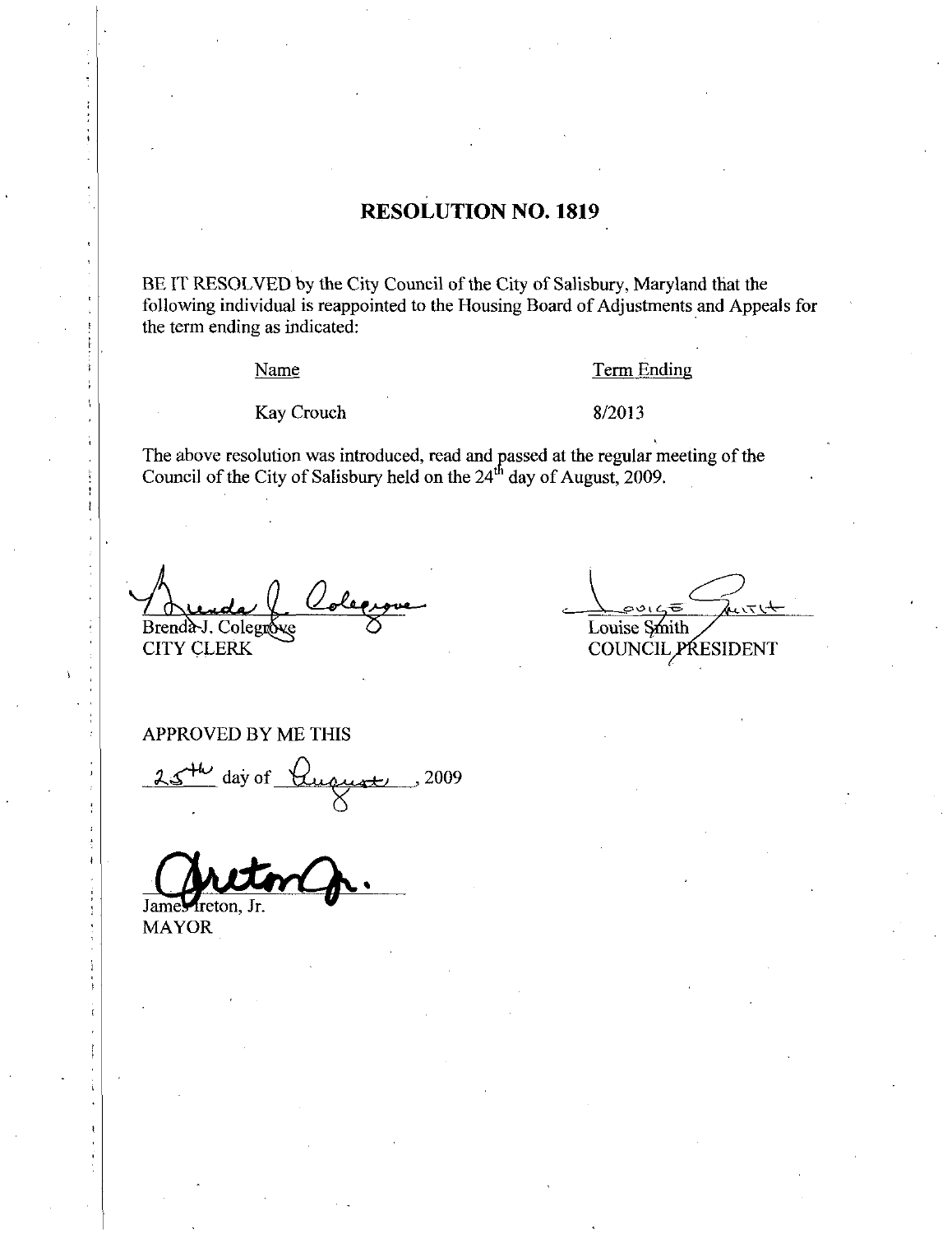# RESOLUTION NO. 1819

BE IT RESOLVED by the City Council of the City of Salisbury, Maryland that the following individual is reappointed to the Housing Board of Adjustments and Appeals for the term ending as indicated:

| Name | Term Ending |
| --- | --- |
| Kay Crouch | 8/2013 |

The above resolution was introduced, read and passed at the regular meeting of the Council of the City of Salisbury held on the 24th day of August, 2009.

Brenda J. Colegrove
CITY CLERK

Louise Smith
COUNCIL PRESIDENT

APPROVED BY ME THIS

25th day of August, 2009

James Ireton, Jr.
MAYOR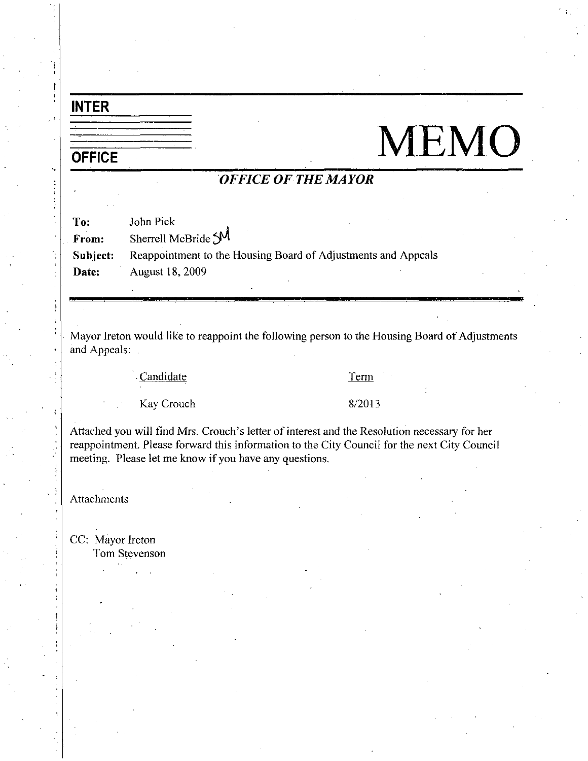# INTER OFFICE MEMO

## *OFFICE OF THE MAYOR*

**To:** John Pick
**From:** Sherrell McBride SM
**Subject:** Reappointment to the Housing Board of Adjustments and Appeals
**Date:** August 18, 2009

---

Mayor Ireton would like to reappoint the following person to the Housing Board of Adjustments and Appeals:

| Candidate | Term |
|---|---|
| Kay Crouch | 8/2013 |

Attached you will find Mrs. Crouch's letter of interest and the Resolution necessary for her reappointment. Please forward this information to the City Council for the next City Council meeting. Please let me know if you have any questions.

Attachments

CC: Mayor Ireton
Tom Stevenson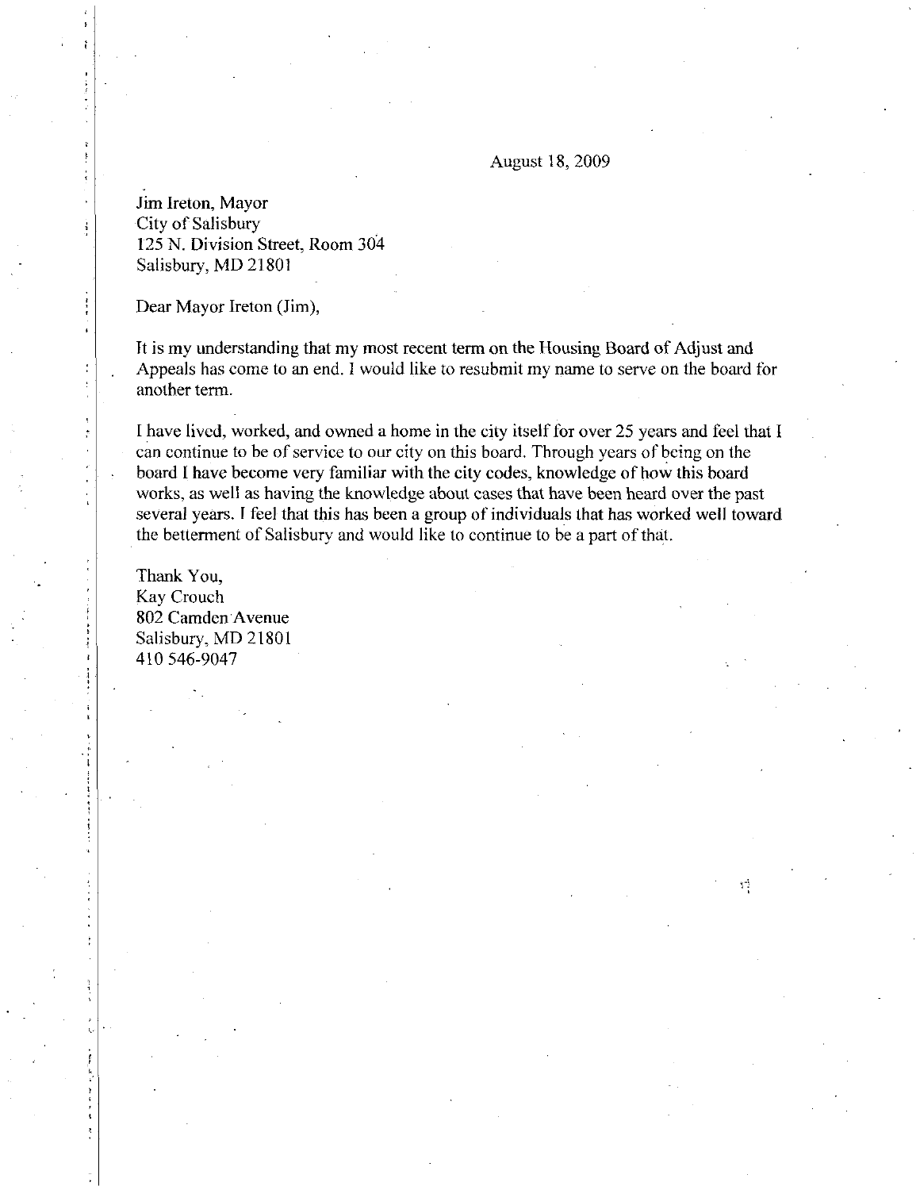August 18, 2009

Jim Ireton, Mayor
City of Salisbury
125 N. Division Street, Room 304
Salisbury, MD 21801

Dear Mayor Ireton (Jim),

It is my understanding that my most recent term on the Housing Board of Adjust and Appeals has come to an end. I would like to resubmit my name to serve on the board for another term.

I have lived, worked, and owned a home in the city itself for over 25 years and feel that I can continue to be of service to our city on this board. Through years of being on the board I have become very familiar with the city codes, knowledge of how this board works, as well as having the knowledge about cases that have been heard over the past several years. I feel that this has been a group of individuals that has worked well toward the betterment of Salisbury and would like to continue to be a part of that.

Thank You,
Kay Crouch
802 Camden Avenue
Salisbury, MD 21801
410 546-9047